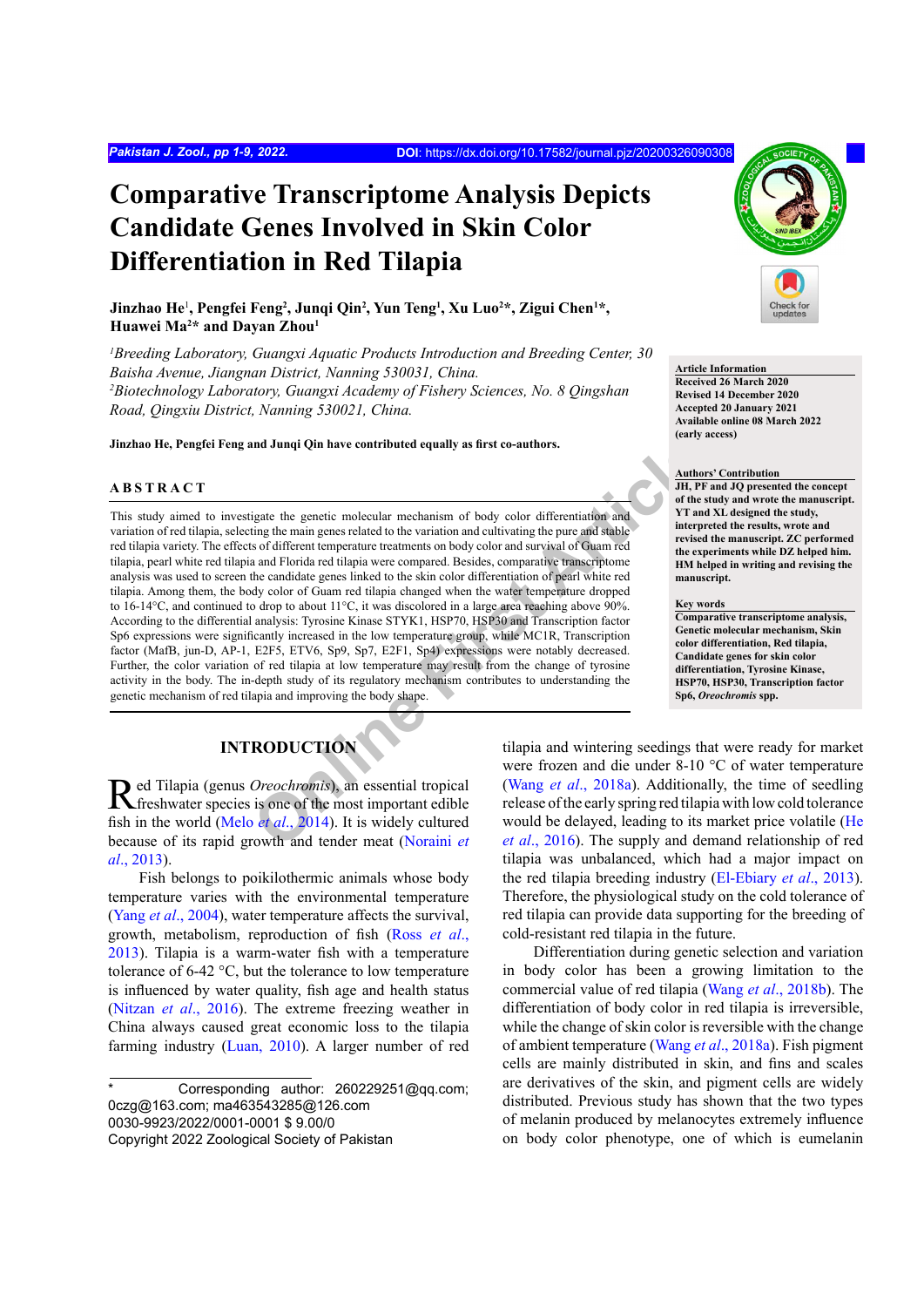# Comparative Transcriptome Analysis Depicts Candidate Genes Involved in Skin Color Differentiation in Red Tilapia

**Jinzhao He[1], Pengfei Feng[2], Junqi Qin[2], Yun Teng[1], Xu Luo[2]*, Zigui Chen[1]*, Huawei Ma[2]* and Dayan Zhou[1]**

*[1]Breeding Laboratory, Guangxi Aquatic Products Introduction and Breeding Center, 30 Baisha Avenue, Jiangnan District, Nanning 530031, China.*
*[2]Biotechnology Laboratory, Guangxi Academy of Fishery Sciences, No. 8 Qingshan Road, Qingxiu District, Nanning 530021, China.*

**Jinzhao He, Pengfei Feng and Junqi Qin have contributed equally as first co-authors.**

**Article Information**
Received 26 March 2020
Revised 14 December 2020
Accepted 20 January 2021
Available online 08 March 2022 (early access)

**Authors' Contribution**
JH, PF and JQ presented the concept of the study and wrote the manuscript. YT and XL designed the study, interpreted the results, wrote and revised the manuscript. ZC performed the experiments while DZ helped him. HM helped in writing and revising the manuscript.

**Key words**
Comparative transcriptome analysis, Genetic molecular mechanism, Skin color differentiation, Red tilapia, Candidate genes for skin color differentiation, Tyrosine Kinase, HSP70, HSP30, Transcription factor Sp6, *Oreochromis* spp.

## ABSTRACT

This study aimed to investigate the genetic molecular mechanism of body color differentiation and variation of red tilapia, selecting the main genes related to the variation and cultivating the pure and stable red tilapia variety. The effects of different temperature treatments on body color and survival of Guam red tilapia, pearl white red tilapia and Florida red tilapia were compared. Besides, comparative transcriptome analysis was used to screen the candidate genes linked to the skin color differentiation of pearl white red tilapia. Among them, the body color of Guam red tilapia changed when the water temperature dropped to 16-14°C, and continued to drop to about 11°C, it was discolored in a large area reaching above 90%. According to the differential analysis: Tyrosine Kinase STYK1, HSP70, HSP30 and Transcription factor Sp6 expressions were significantly increased in the low temperature group, while MC1R, Transcription factor (MafB, jun-D, AP-1, E2F5, ETV6, Sp9, Sp7, E2F1, Sp4) expressions were notably decreased. Further, the color variation of red tilapia at low temperature may result from the change of tyrosine activity in the body. The in-depth study of its regulatory mechanism contributes to understanding the genetic mechanism of red tilapia and improving the body shape.

## INTRODUCTION

Red Tilapia (genus *Oreochromis*), an essential tropical freshwater species is one of the most important edible fish in the world (Melo *et al*., 2014). It is widely cultured because of its rapid growth and tender meat (Noraini *et al*., 2013).

Fish belongs to poikilothermic animals whose body temperature varies with the environmental temperature (Yang *et al*., 2004), water temperature affects the survival, growth, metabolism, reproduction of fish (Ross *et al*., 2013). Tilapia is a warm-water fish with a temperature tolerance of 6-42 °C, but the tolerance to low temperature is influenced by water quality, fish age and health status (Nitzan *et al*., 2016). The extreme freezing weather in China always caused great economic loss to the tilapia farming industry (Luan, 2010). A larger number of red tilapia and wintering seedings that were ready for market were frozen and die under 8-10 °C of water temperature (Wang *et al*., 2018a). Additionally, the time of seedling release of the early spring red tilapia with low cold tolerance would be delayed, leading to its market price volatile (He *et al*., 2016). The supply and demand relationship of red tilapia was unbalanced, which had a major impact on the red tilapia breeding industry (El-Ebiary *et al*., 2013). Therefore, the physiological study on the cold tolerance of red tilapia can provide data supporting for the breeding of cold-resistant red tilapia in the future.

Differentiation during genetic selection and variation in body color has been a growing limitation to the commercial value of red tilapia (Wang *et al*., 2018b). The differentiation of body color in red tilapia is irreversible, while the change of skin color is reversible with the change of ambient temperature (Wang *et al*., 2018a). Fish pigment cells are mainly distributed in skin, and fins and scales are derivatives of the skin, and pigment cells are widely distributed. Previous study has shown that the two types of melanin produced by melanocytes extremely influence on body color phenotype, one of which is eumelanin

\* Corresponding author: 260229251@qq.com; 0czg@163.com; ma463543285@126.com
0030-9923/2022/0001-0001 $ 9.00/0
Copyright 2022 Zoological Society of Pakistan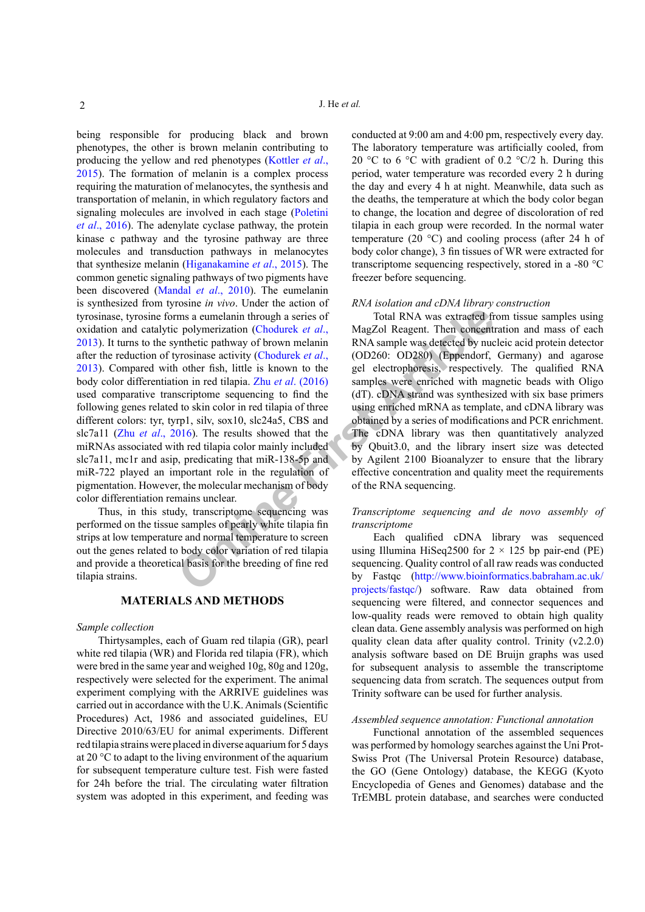being responsible for producing black and brown phenotypes, the other is brown melanin contributing to producing the yellow and red phenotypes (Kottler *et al*., 2015). The formation of melanin is a complex process requiring the maturation of melanocytes, the synthesis and transportation of melanin, in which regulatory factors and signaling molecules are involved in each stage (Poletini *et al*., 2016). The adenylate cyclase pathway, the protein kinase c pathway and the tyrosine pathway are three molecules and transduction pathways in melanocytes that synthesize melanin (Higanakamine *et al*., 2015). The common genetic signaling pathways of two pigments have been discovered (Mandal *et al*., 2010). The eumelanin is synthesized from tyrosine *in vivo*. Under the action of tyrosinase, tyrosine forms a eumelanin through a series of oxidation and catalytic polymerization (Chodurek *et al*., 2013). It turns to the synthetic pathway of brown melanin after the reduction of tyrosinase activity (Chodurek *et al*., 2013). Compared with other fish, little is known to the body color differentiation in red tilapia. Zhu *et al*. (2016) used comparative transcriptome sequencing to find the following genes related to skin color in red tilapia of three different colors: tyr, tyrp1, silv, sox10, slc24a5, CBS and slc7a11 (Zhu *et al*., 2016). The results showed that the miRNAs associated with red tilapia color mainly included slc7a11, mc1r and asip, predicating that miR-138-5p and miR-722 played an important role in the regulation of pigmentation. However, the molecular mechanism of body color differentiation remains unclear.

Thus, in this study, transcriptome sequencing was performed on the tissue samples of pearly white tilapia fin strips at low temperature and normal temperature to screen out the genes related to body color variation of red tilapia and provide a theoretical basis for the breeding of fine red tilapia strains.

## MATERIALS AND METHODS

*Sample collection*

Thirtysamples, each of Guam red tilapia (GR), pearl white red tilapia (WR) and Florida red tilapia (FR), which were bred in the same year and weighed 10g, 80g and 120g, respectively were selected for the experiment. The animal experiment complying with the ARRIVE guidelines was carried out in accordance with the U.K. Animals (Scientific Procedures) Act, 1986 and associated guidelines, EU Directive 2010/63/EU for animal experiments. Different red tilapia strains were placed in diverse aquarium for 5 days at 20 °C to adapt to the living environment of the aquarium for subsequent temperature culture test. Fish were fasted for 24h before the trial. The circulating water filtration system was adopted in this experiment, and feeding was conducted at 9:00 am and 4:00 pm, respectively every day. The laboratory temperature was artificially cooled, from 20 °C to 6 °C with gradient of 0.2 °C/2 h. During this period, water temperature was recorded every 2 h during the day and every 4 h at night. Meanwhile, data such as the deaths, the temperature at which the body color began to change, the location and degree of discoloration of red tilapia in each group were recorded. In the normal water temperature (20 °C) and cooling process (after 24 h of body color change), 3 fin tissues of WR were extracted for transcriptome sequencing respectively, stored in a -80 °C freezer before sequencing.

*RNA isolation and cDNA library construction*

Total RNA was extracted from tissue samples using MagZol Reagent. Then concentration and mass of each RNA sample was detected by nucleic acid protein detector (OD260: OD280) (Eppendorf, Germany) and agarose gel electrophoresis, respectively. The qualified RNA samples were enriched with magnetic beads with Oligo (dT). cDNA strand was synthesized with six base primers using enriched mRNA as template, and cDNA library was obtained by a series of modifications and PCR enrichment. The cDNA library was then quantitatively analyzed by Qbuit3.0, and the library insert size was detected by Agilent 2100 Bioanalyzer to ensure that the library effective concentration and quality meet the requirements of the RNA sequencing.

*Transcriptome sequencing and de novo assembly of transcriptome*

Each qualified cDNA library was sequenced using Illumina HiSeq2500 for 2 × 125 bp pair-end (PE) sequencing. Quality control of all raw reads was conducted by Fastqc (http://www.bioinformatics.babraham.ac.uk/projects/fastqc/) software. Raw data obtained from sequencing were filtered, and connector sequences and low-quality reads were removed to obtain high quality clean data. Gene assembly analysis was performed on high quality clean data after quality control. Trinity (v2.2.0) analysis software based on DE Bruijn graphs was used for subsequent analysis to assemble the transcriptome sequencing data from scratch. The sequences output from Trinity software can be used for further analysis.

*Assembled sequence annotation: Functional annotation*

Functional annotation of the assembled sequences was performed by homology searches against the Uni Prot-Swiss Prot (The Universal Protein Resource) database, the GO (Gene Ontology) database, the KEGG (Kyoto Encyclopedia of Genes and Genomes) database and the TrEMBL protein database, and searches were conducted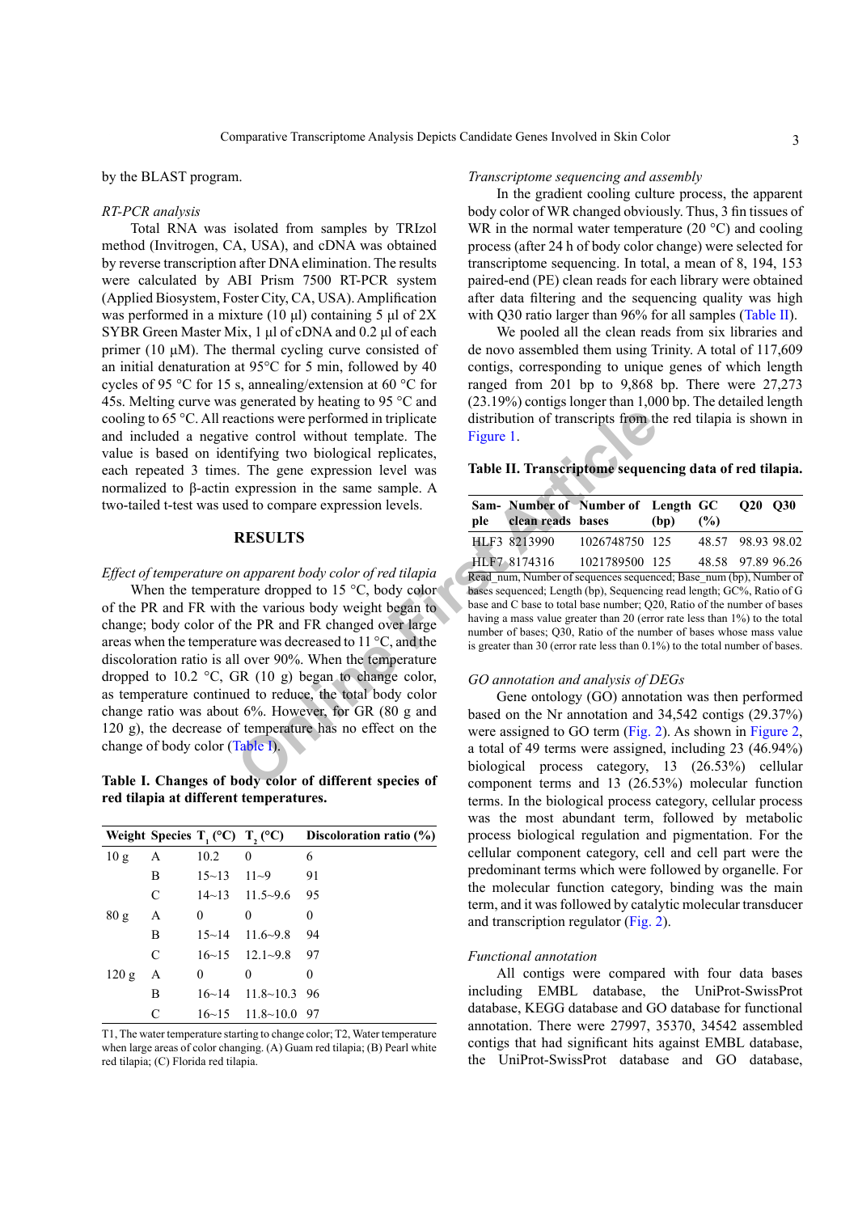by the BLAST program.

*RT-PCR analysis*

Total RNA was isolated from samples by TRIzol method (Invitrogen, CA, USA), and cDNA was obtained by reverse transcription after DNA elimination. The results were calculated by ABI Prism 7500 RT-PCR system (Applied Biosystem, Foster City, CA, USA). Amplification was performed in a mixture (10 μl) containing 5 μl of 2X SYBR Green Master Mix, 1 μl of cDNA and 0.2 μl of each primer (10 μM). The thermal cycling curve consisted of an initial denaturation at 95°C for 5 min, followed by 40 cycles of 95 °C for 15 s, annealing/extension at 60 °C for 45s. Melting curve was generated by heating to 95 °C and cooling to 65 °C. All reactions were performed in triplicate and included a negative control without template. The value is based on identifying two biological replicates, each repeated 3 times. The gene expression level was normalized to β-actin expression in the same sample. A two-tailed t-test was used to compare expression levels.

## RESULTS

*Effect of temperature on apparent body color of red tilapia*

When the temperature dropped to 15 °C, body color of the PR and FR with the various body weight began to change; body color of the PR and FR changed over large areas when the temperature was decreased to 11 °C, and the discoloration ratio is all over 90%. When the temperature dropped to 10.2 °C, GR (10 g) began to change color, as temperature continued to reduce, the total body color change ratio was about 6%. However, for GR (80 g and 120 g), the decrease of temperature has no effect on the change of body color (Table I).

**Table I. Changes of body color of different species of red tilapia at different temperatures.**

| Weight | Species | $T_1$ (°C) | $T_2$ (°C) | Discoloration ratio (%) |
|---|---|---|---|---|
| 10 g | A | 10.2 | 0 | 6 |
| | B | 15~13 | 11~9 | 91 |
| | C | 14~13 | 11.5~9.6 | 95 |
| 80 g | A | 0 | 0 | 0 |
| | B | 15~14 | 11.6~9.8 | 94 |
| | C | 16~15 | 12.1~9.8 | 97 |
| 120 g | A | 0 | 0 | 0 |
| | B | 16~14 | 11.8~10.3 | 96 |
| | C | 16~15 | 11.8~10.0 | 97 |

T1, The water temperature starting to change color; T2, Water temperature when large areas of color changing. (A) Guam red tilapia; (B) Pearl white red tilapia; (C) Florida red tilapia.

*Transcriptome sequencing and assembly*

In the gradient cooling culture process, the apparent body color of WR changed obviously. Thus, 3 fin tissues of WR in the normal water temperature (20 °C) and cooling process (after 24 h of body color change) were selected for transcriptome sequencing. In total, a mean of 8, 194, 153 paired-end (PE) clean reads for each library were obtained after data filtering and the sequencing quality was high with Q30 ratio larger than 96% for all samples (Table II).

We pooled all the clean reads from six libraries and de novo assembled them using Trinity. A total of 117,609 contigs, corresponding to unique genes of which length ranged from 201 bp to 9,868 bp. There were 27,273 (23.19%) contigs longer than 1,000 bp. The detailed length distribution of transcripts from the red tilapia is shown in Figure 1.

**Table II. Transcriptome sequencing data of red tilapia.**

| Sample | Number of clean reads | Number of bases | Length (bp) | GC (%) | Q20 | Q30 |
|---|---|---|---|---|---|---|
| HLF3 | 8213990 | 1026748750 | 125 | 48.57 | 98.93 | 98.02 |
| HLF7 | 8174316 | 1021789500 | 125 | 48.58 | 97.89 | 96.26 |

Read_num, Number of sequences sequenced; Base_num (bp), Number of bases sequenced; Length (bp), Sequencing read length; GC%, Ratio of G base and C base to total base number; Q20, Ratio of the number of bases having a mass value greater than 20 (error rate less than 1%) to the total number of bases; Q30, Ratio of the number of bases whose mass value is greater than 30 (error rate less than 0.1%) to the total number of bases.

*GO annotation and analysis of DEGs*

Gene ontology (GO) annotation was then performed based on the Nr annotation and 34,542 contigs (29.37%) were assigned to GO term (Fig. 2). As shown in Figure 2, a total of 49 terms were assigned, including 23 (46.94%) biological process category, 13 (26.53%) cellular component terms and 13 (26.53%) molecular function terms. In the biological process category, cellular process was the most abundant term, followed by metabolic process biological regulation and pigmentation. For the cellular component category, cell and cell part were the predominant terms which were followed by organelle. For the molecular function category, binding was the main term, and it was followed by catalytic molecular transducer and transcription regulator (Fig. 2).

*Functional annotation*

All contigs were compared with four data bases including EMBL database, the UniProt-SwissProt database, KEGG database and GO database for functional annotation. There were 27997, 35370, 34542 assembled contigs that had significant hits against EMBL database, the UniProt-SwissProt database and GO database,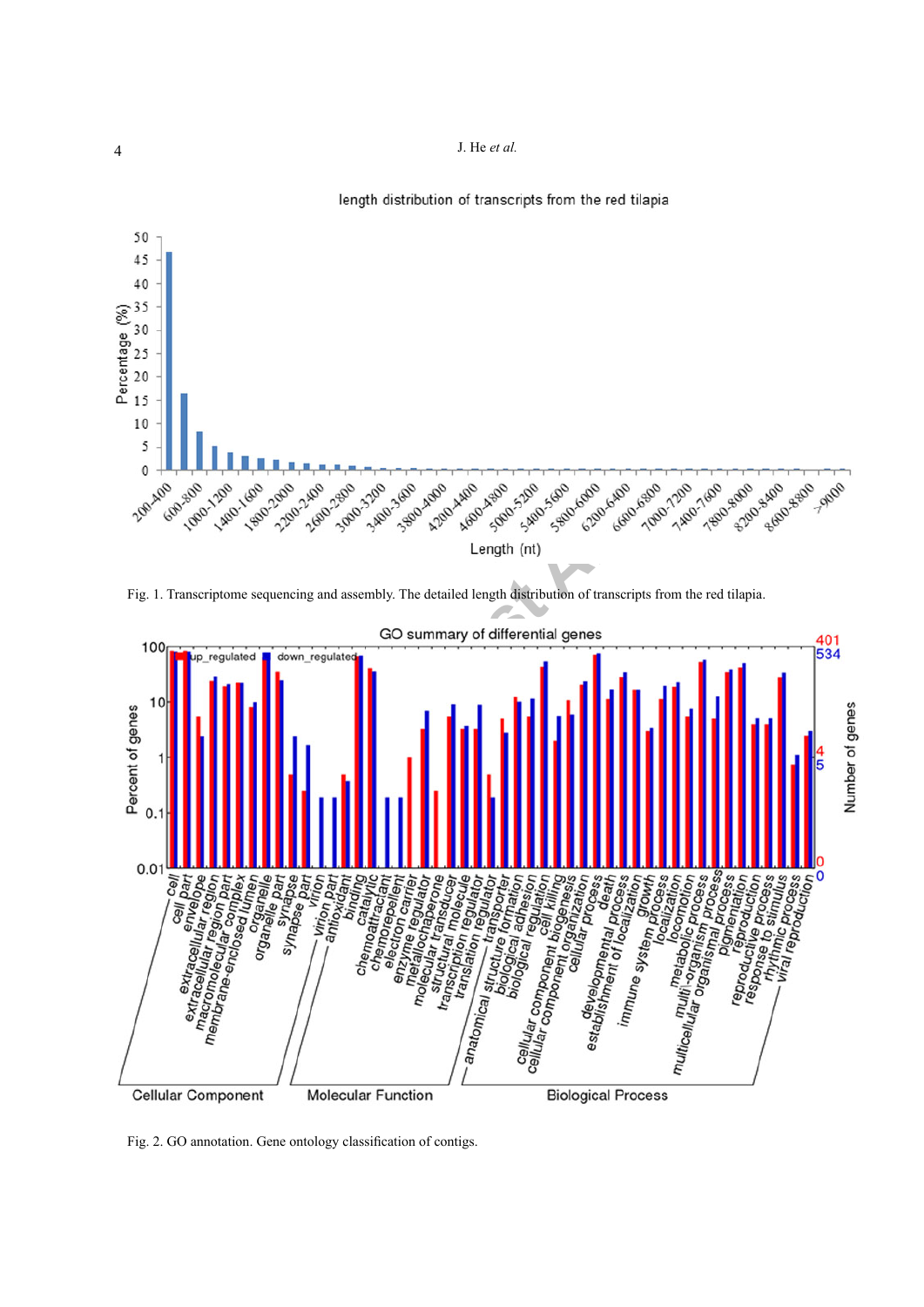Fig. 1. Transcriptome sequencing and assembly. The detailed length distribution of transcripts from the red tilapia.

Fig. 2. GO annotation. Gene ontology classification of contigs.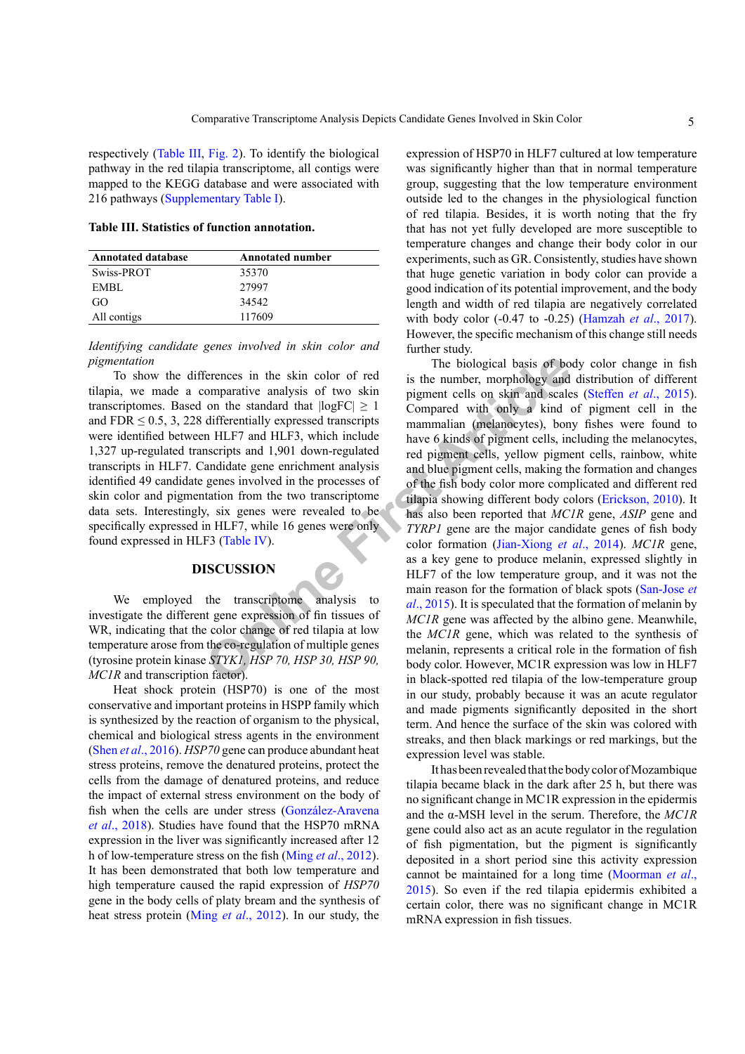respectively (Table III, Fig. 2). To identify the biological pathway in the red tilapia transcriptome, all contigs were mapped to the KEGG database and were associated with 216 pathways (Supplementary Table I).

**Table III. Statistics of function annotation.**

| Annotated database | Annotated number |
|---|---|
| Swiss-PROT | 35370 |
| EMBL | 27997 |
| GO | 34542 |
| All contigs | 117609 |

*Identifying candidate genes involved in skin color and pigmentation*

To show the differences in the skin color of red tilapia, we made a comparative analysis of two skin transcriptomes. Based on the standard that |logFC| ≥ 1 and FDR ≤ 0.5, 3, 228 differentially expressed transcripts were identified between HLF7 and HLF3, which include 1,327 up-regulated transcripts and 1,901 down-regulated transcripts in HLF7. Candidate gene enrichment analysis identified 49 candidate genes involved in the processes of skin color and pigmentation from the two transcriptome data sets. Interestingly, six genes were revealed to be specifically expressed in HLF7, while 16 genes were only found expressed in HLF3 (Table IV).

## DISCUSSION

We employed the transcriptome analysis to investigate the different gene expression of fin tissues of WR, indicating that the color change of red tilapia at low temperature arose from the co-regulation of multiple genes (tyrosine protein kinase *STYK1, HSP 70, HSP 30, HSP 90, MC1R* and transcription factor).

Heat shock protein (HSP70) is one of the most conservative and important proteins in HSPP family which is synthesized by the reaction of organism to the physical, chemical and biological stress agents in the environment (Shen *et al*., 2016). *HSP70* gene can produce abundant heat stress proteins, remove the denatured proteins, protect the cells from the damage of denatured proteins, and reduce the impact of external stress environment on the body of fish when the cells are under stress (González-Aravena *et al*., 2018). Studies have found that the HSP70 mRNA expression in the liver was significantly increased after 12 h of low-temperature stress on the fish (Ming *et al*., 2012). It has been demonstrated that both low temperature and high temperature caused the rapid expression of *HSP70* gene in the body cells of platy bream and the synthesis of heat stress protein (Ming *et al*., 2012). In our study, the expression of HSP70 in HLF7 cultured at low temperature was significantly higher than that in normal temperature group, suggesting that the low temperature environment outside led to the changes in the physiological function of red tilapia. Besides, it is worth noting that the fry that has not yet fully developed are more susceptible to temperature changes and change their body color in our experiments, such as GR. Consistently, studies have shown that huge genetic variation in body color can provide a good indication of its potential improvement, and the body length and width of red tilapia are negatively correlated with body color (-0.47 to -0.25) (Hamzah *et al*., 2017). However, the specific mechanism of this change still needs further study.

The biological basis of body color change in fish is the number, morphology and distribution of different pigment cells on skin and scales (Steffen *et al*., 2015). Compared with only a kind of pigment cell in the mammalian (melanocytes), bony fishes were found to have 6 kinds of pigment cells, including the melanocytes, red pigment cells, yellow pigment cells, rainbow, white and blue pigment cells, making the formation and changes of the fish body color more complicated and different red tilapia showing different body colors (Erickson, 2010). It has also been reported that *MC1R* gene, *ASIP* gene and *TYRP1* gene are the major candidate genes of fish body color formation (Jian-Xiong *et al*., 2014). *MC1R* gene, as a key gene to produce melanin, expressed slightly in HLF7 of the low temperature group, and it was not the main reason for the formation of black spots (San-Jose *et al*., 2015). It is speculated that the formation of melanin by *MC1R* gene was affected by the albino gene. Meanwhile, the *MC1R* gene, which was related to the synthesis of melanin, represents a critical role in the formation of fish body color. However, MC1R expression was low in HLF7 in black-spotted red tilapia of the low-temperature group in our study, probably because it was an acute regulator and made pigments significantly deposited in the short term. And hence the surface of the skin was colored with streaks, and then black markings or red markings, but the expression level was stable.

It has been revealed that the body color of Mozambique tilapia became black in the dark after 25 h, but there was no significant change in MC1R expression in the epidermis and the α-MSH level in the serum. Therefore, the *MC1R* gene could also act as an acute regulator in the regulation of fish pigmentation, but the pigment is significantly deposited in a short period sine this activity expression cannot be maintained for a long time (Moorman *et al*., 2015). So even if the red tilapia epidermis exhibited a certain color, there was no significant change in MC1R mRNA expression in fish tissues.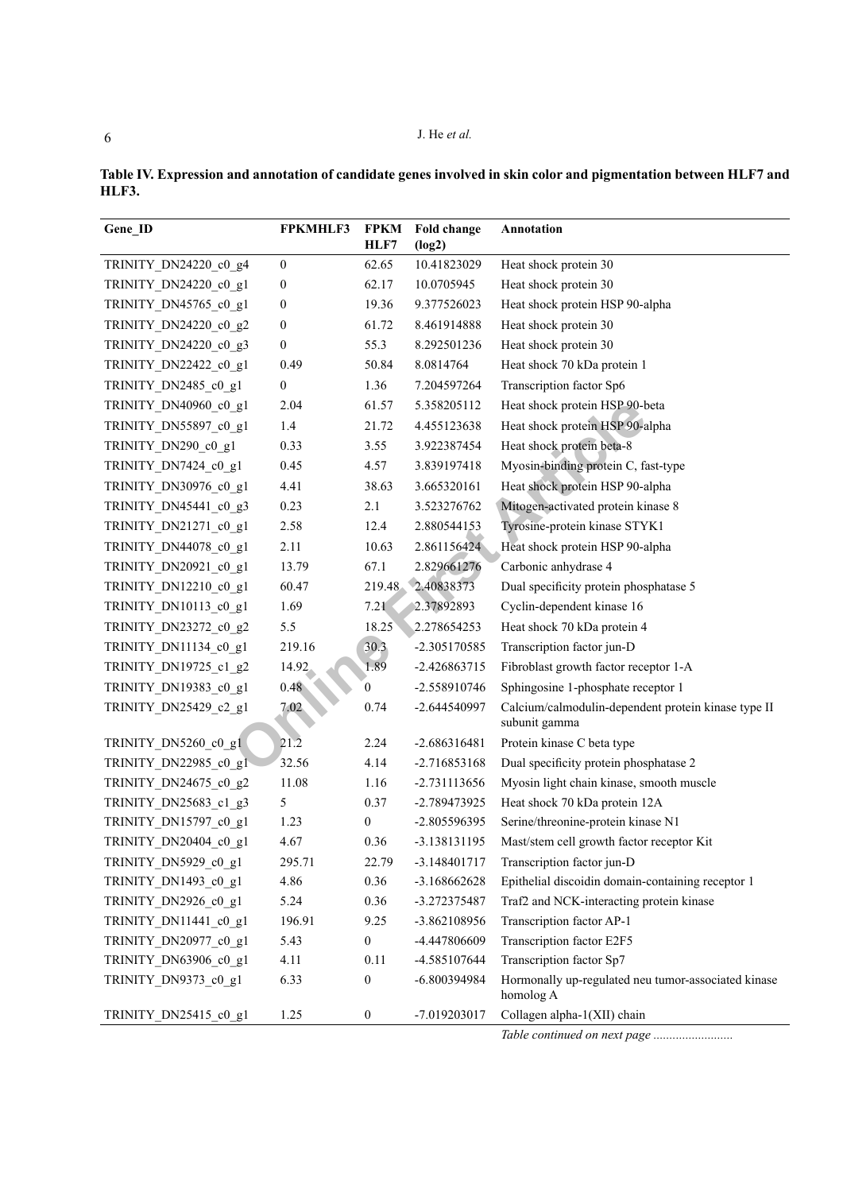**Table IV. Expression and annotation of candidate genes involved in skin color and pigmentation between HLF7 and HLF3.**

| Gene_ID | FPKMHLF3 | FPKM HLF7 | Fold change (log2) | Annotation |
|---|---|---|---|---|
| TRINITY_DN24220_c0_g4 | 0 | 62.65 | 10.41823029 | Heat shock protein 30 |
| TRINITY_DN24220_c0_g1 | 0 | 62.17 | 10.0705945 | Heat shock protein 30 |
| TRINITY_DN45765_c0_g1 | 0 | 19.36 | 9.377526023 | Heat shock protein HSP 90-alpha |
| TRINITY_DN24220_c0_g2 | 0 | 61.72 | 8.461914888 | Heat shock protein 30 |
| TRINITY_DN24220_c0_g3 | 0 | 55.3 | 8.292501236 | Heat shock protein 30 |
| TRINITY_DN22422_c0_g1 | 0.49 | 50.84 | 8.0814764 | Heat shock 70 kDa protein 1 |
| TRINITY_DN2485_c0_g1 | 0 | 1.36 | 7.204597264 | Transcription factor Sp6 |
| TRINITY_DN40960_c0_g1 | 2.04 | 61.57 | 5.358205112 | Heat shock protein HSP 90-beta |
| TRINITY_DN55897_c0_g1 | 1.4 | 21.72 | 4.455123638 | Heat shock protein HSP 90-alpha |
| TRINITY_DN290_c0_g1 | 0.33 | 3.55 | 3.922387454 | Heat shock protein beta-8 |
| TRINITY_DN7424_c0_g1 | 0.45 | 4.57 | 3.839197418 | Myosin-binding protein C, fast-type |
| TRINITY_DN30976_c0_g1 | 4.41 | 38.63 | 3.665320161 | Heat shock protein HSP 90-alpha |
| TRINITY_DN45441_c0_g3 | 0.23 | 2.1 | 3.523276762 | Mitogen-activated protein kinase 8 |
| TRINITY_DN21271_c0_g1 | 2.58 | 12.4 | 2.880544153 | Tyrosine-protein kinase STYK1 |
| TRINITY_DN44078_c0_g1 | 2.11 | 10.63 | 2.861156424 | Heat shock protein HSP 90-alpha |
| TRINITY_DN20921_c0_g1 | 13.79 | 67.1 | 2.829661276 | Carbonic anhydrase 4 |
| TRINITY_DN12210_c0_g1 | 60.47 | 219.48 | 2.40838373 | Dual specificity protein phosphatase 5 |
| TRINITY_DN10113_c0_g1 | 1.69 | 7.21 | 2.37892893 | Cyclin-dependent kinase 16 |
| TRINITY_DN23272_c0_g2 | 5.5 | 18.25 | 2.278654253 | Heat shock 70 kDa protein 4 |
| TRINITY_DN11134_c0_g1 | 219.16 | 30.3 | -2.305170585 | Transcription factor jun-D |
| TRINITY_DN19725_c1_g2 | 14.92 | 1.89 | -2.426863715 | Fibroblast growth factor receptor 1-A |
| TRINITY_DN19383_c0_g1 | 0.48 | 0 | -2.558910746 | Sphingosine 1-phosphate receptor 1 |
| TRINITY_DN25429_c2_g1 | 7.02 | 0.74 | -2.644540997 | Calcium/calmodulin-dependent protein kinase type II subunit gamma |
| TRINITY_DN5260_c0_g1 | 21.2 | 2.24 | -2.686316481 | Protein kinase C beta type |
| TRINITY_DN22985_c0_g1 | 32.56 | 4.14 | -2.716853168 | Dual specificity protein phosphatase 2 |
| TRINITY_DN24675_c0_g2 | 11.08 | 1.16 | -2.731113656 | Myosin light chain kinase, smooth muscle |
| TRINITY_DN25683_c1_g3 | 5 | 0.37 | -2.789473925 | Heat shock 70 kDa protein 12A |
| TRINITY_DN15797_c0_g1 | 1.23 | 0 | -2.805596395 | Serine/threonine-protein kinase N1 |
| TRINITY_DN20404_c0_g1 | 4.67 | 0.36 | -3.138131195 | Mast/stem cell growth factor receptor Kit |
| TRINITY_DN5929_c0_g1 | 295.71 | 22.79 | -3.148401717 | Transcription factor jun-D |
| TRINITY_DN1493_c0_g1 | 4.86 | 0.36 | -3.168662628 | Epithelial discoidin domain-containing receptor 1 |
| TRINITY_DN2926_c0_g1 | 5.24 | 0.36 | -3.272375487 | Traf2 and NCK-interacting protein kinase |
| TRINITY_DN11441_c0_g1 | 196.91 | 9.25 | -3.862108956 | Transcription factor AP-1 |
| TRINITY_DN20977_c0_g1 | 5.43 | 0 | -4.447806609 | Transcription factor E2F5 |
| TRINITY_DN63906_c0_g1 | 4.11 | 0.11 | -4.585107644 | Transcription factor Sp7 |
| TRINITY_DN9373_c0_g1 | 6.33 | 0 | -6.800394984 | Hormonally up-regulated neu tumor-associated kinase homolog A |
| TRINITY_DN25415_c0_g1 | 1.25 | 0 | -7.019203017 | Collagen alpha-1(XII) chain |

*Table continued on next page .........................*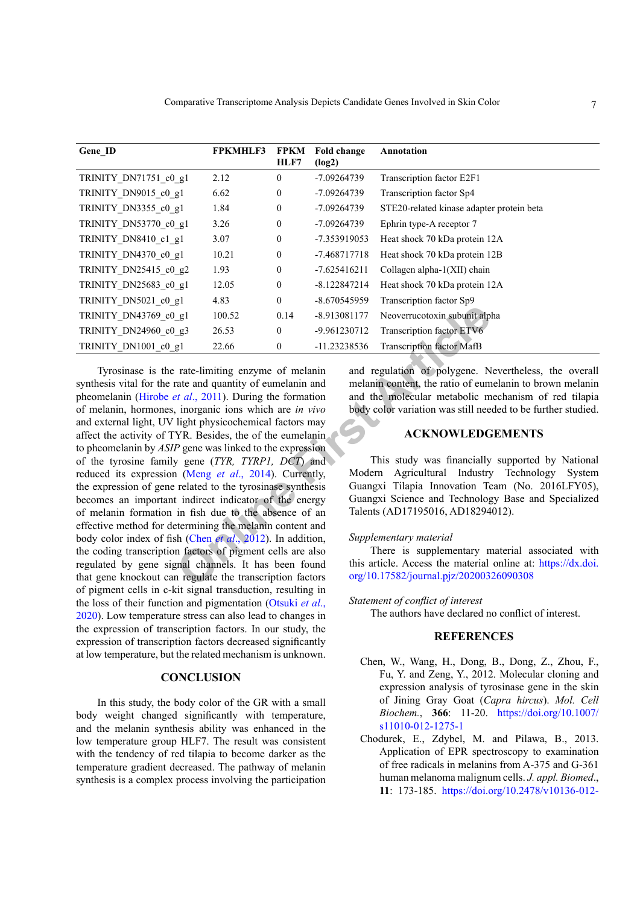| Gene_ID | FPKMHLF3 | FPKM HLF7 | Fold change (log2) | Annotation |
|---|---|---|---|---|
| TRINITY_DN71751_c0_g1 | 2.12 | 0 | -7.09264739 | Transcription factor E2F1 |
| TRINITY_DN9015_c0_g1 | 6.62 | 0 | -7.09264739 | Transcription factor Sp4 |
| TRINITY_DN3355_c0_g1 | 1.84 | 0 | -7.09264739 | STE20-related kinase adapter protein beta |
| TRINITY_DN53770_c0_g1 | 3.26 | 0 | -7.09264739 | Ephrin type-A receptor 7 |
| TRINITY_DN8410_c1_g1 | 3.07 | 0 | -7.353919053 | Heat shock 70 kDa protein 12A |
| TRINITY_DN4370_c0_g1 | 10.21 | 0 | -7.468717718 | Heat shock 70 kDa protein 12B |
| TRINITY_DN25415_c0_g2 | 1.93 | 0 | -7.625416211 | Collagen alpha-1(XII) chain |
| TRINITY_DN25683_c0_g1 | 12.05 | 0 | -8.122847214 | Heat shock 70 kDa protein 12A |
| TRINITY_DN5021_c0_g1 | 4.83 | 0 | -8.670545959 | Transcription factor Sp9 |
| TRINITY_DN43769_c0_g1 | 100.52 | 0.14 | -8.913081177 | Neoverrucotoxin subunit alpha |
| TRINITY_DN24960_c0_g3 | 26.53 | 0 | -9.961230712 | Transcription factor ETV6 |
| TRINITY_DN1001_c0_g1 | 22.66 | 0 | -11.23238536 | Transcription factor MafB |

Tyrosinase is the rate-limiting enzyme of melanin synthesis vital for the rate and quantity of eumelanin and pheomelanin (Hirobe *et al*., 2011). During the formation of melanin, hormones, inorganic ions which are *in vivo* and external light, UV light physicochemical factors may affect the activity of TYR. Besides, the of the eumelanin to pheomelanin by *ASIP* gene was linked to the expression of the tyrosine family gene (*TYR, TYRP1, DCT*) and reduced its expression (Meng *et al*., 2014). Currently, the expression of gene related to the tyrosinase synthesis becomes an important indirect indicator of the energy of melanin formation in fish due to the absence of an effective method for determining the melanin content and body color index of fish (Chen *et al*., 2012). In addition, the coding transcription factors of pigment cells are also regulated by gene signal channels. It has been found that gene knockout can regulate the transcription factors of pigment cells in c-kit signal transduction, resulting in the loss of their function and pigmentation (Otsuki *et al*., 2020). Low temperature stress can also lead to changes in the expression of transcription factors. In our study, the expression of transcription factors decreased significantly at low temperature, but the related mechanism is unknown.

## CONCLUSION

In this study, the body color of the GR with a small body weight changed significantly with temperature, and the melanin synthesis ability was enhanced in the low temperature group HLF7. The result was consistent with the tendency of red tilapia to become darker as the temperature gradient decreased. The pathway of melanin synthesis is a complex process involving the participation and regulation of polygene. Nevertheless, the overall melanin content, the ratio of eumelanin to brown melanin and the molecular metabolic mechanism of red tilapia body color variation was still needed to be further studied.

## ACKNOWLEDGEMENTS

This study was financially supported by National Modern Agricultural Industry Technology System Guangxi Tilapia Innovation Team (No. 2016LFY05), Guangxi Science and Technology Base and Specialized Talents (AD17195016, AD18294012).

*Supplementary material*

There is supplementary material associated with this article. Access the material online at: https://dx.doi.org/10.17582/journal.pjz/20200326090308

*Statement of conflict of interest*

The authors have declared no conflict of interest.

## REFERENCES

Chen, W., Wang, H., Dong, B., Dong, Z., Zhou, F., Fu, Y. and Zeng, Y., 2012. Molecular cloning and expression analysis of tyrosinase gene in the skin of Jining Gray Goat (*Capra hircus*). *Mol. Cell Biochem.*, **366**: 11-20. https://doi.org/10.1007/s11010-012-1275-1

Chodurek, E., Zdybel, M. and Pilawa, B., 2013. Application of EPR spectroscopy to examination of free radicals in melanins from A-375 and G-361 human melanoma malignum cells. *J. appl. Biomed*., **11**: 173-185. https://doi.org/10.2478/v10136-012-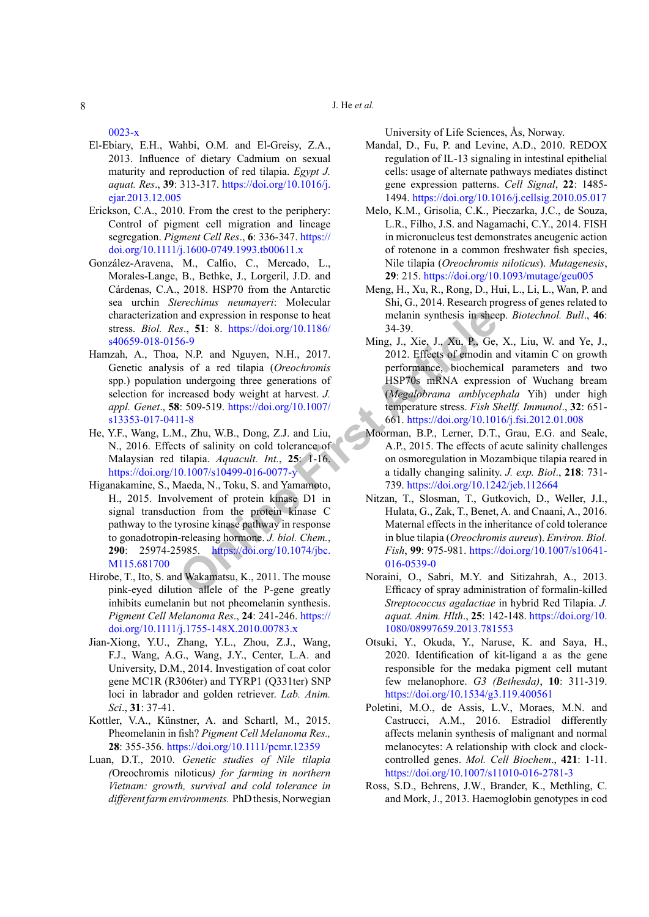0023-x

El-Ebiary, E.H., Wahbi, O.M. and El-Greisy, Z.A., 2013. Influence of dietary Cadmium on sexual maturity and reproduction of red tilapia. *Egypt J. aquat. Res*., **39**: 313-317. https://doi.org/10.1016/j.ejar.2013.12.005

Erickson, C.A., 2010. From the crest to the periphery: Control of pigment cell migration and lineage segregation. *Pigment Cell Res*., **6**: 336-347. https://doi.org/10.1111/j.1600-0749.1993.tb00611.x

González-Aravena, M., Calfio, C., Mercado, L., Morales-Lange, B., Bethke, J., Lorgeril, J.D. and Cárdenas, C.A., 2018. HSP70 from the Antarctic sea urchin *Sterechinus neumayeri*: Molecular characterization and expression in response to heat stress. *Biol. Res*., **51**: 8. https://doi.org/10.1186/s40659-018-0156-9

Hamzah, A., Thoa, N.P. and Nguyen, N.H., 2017. Genetic analysis of a red tilapia (*Oreochromis* spp.) population undergoing three generations of selection for increased body weight at harvest. *J. appl. Genet*., **58**: 509-519. https://doi.org/10.1007/s13353-017-0411-8

He, Y.F., Wang, L.M., Zhu, W.B., Dong, Z.J. and Liu, N., 2016. Effects of salinity on cold tolerance of Malaysian red tilapia. *Aquacult. Int.*, **25**: 1-16. https://doi.org/10.1007/s10499-016-0077-y

Higanakamine, S., Maeda, N., Toku, S. and Yamamoto, H., 2015. Involvement of protein kinase D1 in signal transduction from the protein kinase C pathway to the tyrosine kinase pathway in response to gonadotropin-releasing hormone. *J. biol. Chem.*, **290**: 25974-25985. https://doi.org/10.1074/jbc.M115.681700

Hirobe, T., Ito, S. and Wakamatsu, K., 2011. The mouse pink-eyed dilution allele of the P-gene greatly inhibits eumelanin but not pheomelanin synthesis. *Pigment Cell Melanoma Res*., **24**: 241-246. https://doi.org/10.1111/j.1755-148X.2010.00783.x

Jian-Xiong, Y.U., Zhang, Y.L., Zhou, Z.J., Wang, F.J., Wang, A.G., Wang, J.Y., Center, L.A. and University, D.M., 2014. Investigation of coat color gene MC1R (R306ter) and TYRP1 (Q331ter) SNP loci in labrador and golden retriever. *Lab. Anim. Sci*., **31**: 37-41.

Kottler, V.A., Künstner, A. and Schartl, M., 2015. Pheomelanin in fish? *Pigment Cell Melanoma Res.*, **28**: 355-356. https://doi.org/10.1111/pcmr.12359

Luan, D.T., 2010. *Genetic studies of Nile tilapia (*Oreochromis niloticus*) for farming in northern Vietnam: growth, survival and cold tolerance in different farm environments.* PhD thesis, Norwegian University of Life Sciences, Ås, Norway.

Mandal, D., Fu, P. and Levine, A.D., 2010. REDOX regulation of IL-13 signaling in intestinal epithelial cells: usage of alternate pathways mediates distinct gene expression patterns. *Cell Signal*, **22**: 1485-1494. https://doi.org/10.1016/j.cellsig.2010.05.017

Melo, K.M., Grisolia, C.K., Pieczarka, J.C., de Souza, L.R., Filho, J.S. and Nagamachi, C.Y., 2014. FISH in micronucleus test demonstrates aneugenic action of rotenone in a common freshwater fish species, Nile tilapia (*Oreochromis niloticus*). *Mutagenesis*, **29**: 215. https://doi.org/10.1093/mutage/geu005

Meng, H., Xu, R., Rong, D., Hui, L., Li, L., Wan, P. and Shi, G., 2014. Research progress of genes related to melanin synthesis in sheep. *Biotechnol. Bull*., **46**: 34-39.

Ming, J., Xie, J., Xu, P., Ge, X., Liu, W. and Ye, J., 2012. Effects of emodin and vitamin C on growth performance, biochemical parameters and two HSP70s mRNA expression of Wuchang bream (*Megalobrama amblycephala* Yih) under high temperature stress. *Fish Shellf. Immunol*., **32**: 651-661. https://doi.org/10.1016/j.fsi.2012.01.008

Moorman, B.P., Lerner, D.T., Grau, E.G. and Seale, A.P., 2015. The effects of acute salinity challenges on osmoregulation in Mozambique tilapia reared in a tidally changing salinity. *J. exp. Biol*., **218**: 731-739. https://doi.org/10.1242/jeb.112664

Nitzan, T., Slosman, T., Gutkovich, D., Weller, J.I., Hulata, G., Zak, T., Benet, A. and Cnaani, A., 2016. Maternal effects in the inheritance of cold tolerance in blue tilapia (*Oreochromis aureus*). *Environ. Biol. Fish*, **99**: 975-981. https://doi.org/10.1007/s10641-016-0539-0

Noraini, O., Sabri, M.Y. and Sitizahrah, A., 2013. Efficacy of spray administration of formalin-killed *Streptococcus agalactiae* in hybrid Red Tilapia. *J. aquat. Anim. Hlth*., **25**: 142-148. https://doi.org/10.1080/08997659.2013.781553

Otsuki, Y., Okuda, Y., Naruse, K. and Saya, H., 2020. Identification of kit-ligand a as the gene responsible for the medaka pigment cell mutant few melanophore. *G3 (Bethesda)*, **10**: 311-319. https://doi.org/10.1534/g3.119.400561

Poletini, M.O., de Assis, L.V., Moraes, M.N. and Castrucci, A.M., 2016. Estradiol differently affects melanin synthesis of malignant and normal melanocytes: A relationship with clock and clock-controlled genes. *Mol. Cell Biochem*., **421**: 1-11. https://doi.org/10.1007/s11010-016-2781-3

Ross, S.D., Behrens, J.W., Brander, K., Methling, C. and Mork, J., 2013. Haemoglobin genotypes in cod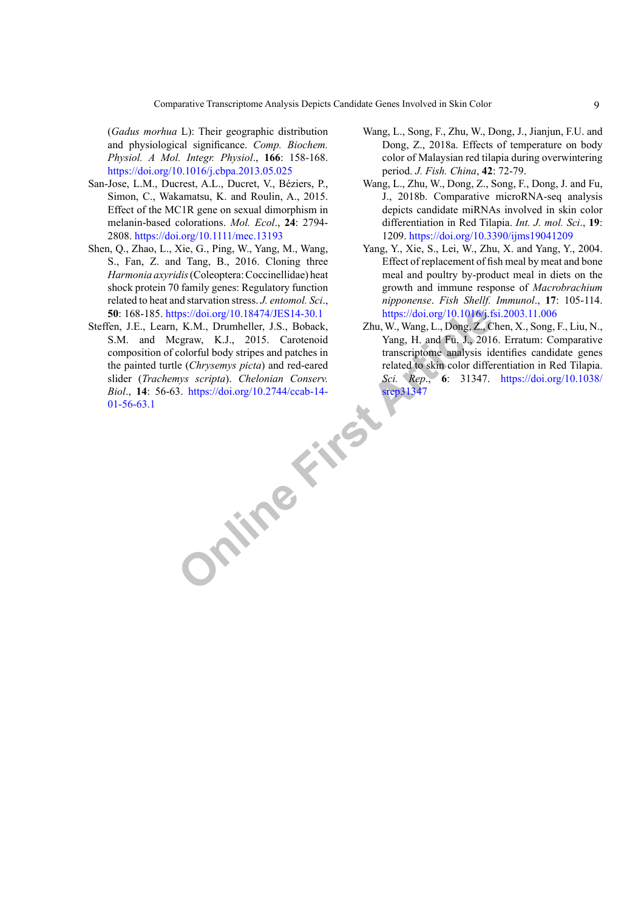(*Gadus morhua* L): Their geographic distribution and physiological significance. *Comp. Biochem. Physiol. A Mol. Integr. Physiol*., **166**: 158-168. https://doi.org/10.1016/j.cbpa.2013.05.025

San-Jose, L.M., Ducrest, A.L., Ducret, V., Béziers, P., Simon, C., Wakamatsu, K. and Roulin, A., 2015. Effect of the MC1R gene on sexual dimorphism in melanin-based colorations. *Mol. Ecol*., **24**: 2794-2808. https://doi.org/10.1111/mec.13193

Shen, Q., Zhao, L., Xie, G., Ping, W., Yang, M., Wang, S., Fan, Z. and Tang, B., 2016. Cloning three *Harmonia axyridis* (Coleoptera: Coccinellidae) heat shock protein 70 family genes: Regulatory function related to heat and starvation stress. *J. entomol. Sci*., **50**: 168-185. https://doi.org/10.18474/JES14-30.1

Steffen, J.E., Learn, K.M., Drumheller, J.S., Boback, S.M. and Mcgraw, K.J., 2015. Carotenoid composition of colorful body stripes and patches in the painted turtle (*Chrysemys picta*) and red-eared slider (*Trachemys scripta*). *Chelonian Conserv. Biol*., **14**: 56-63. https://doi.org/10.2744/ccab-14-01-56-63.1

Wang, L., Song, F., Zhu, W., Dong, J., Jianjun, F.U. and Dong, Z., 2018a. Effects of temperature on body color of Malaysian red tilapia during overwintering period. *J. Fish. China*, **42**: 72-79.

Wang, L., Zhu, W., Dong, Z., Song, F., Dong, J. and Fu, J., 2018b. Comparative microRNA-seq analysis depicts candidate miRNAs involved in skin color differentiation in Red Tilapia. *Int. J. mol. Sci*., **19**: 1209. https://doi.org/10.3390/ijms19041209

Yang, Y., Xie, S., Lei, W., Zhu, X. and Yang, Y., 2004. Effect of replacement of fish meal by meat and bone meal and poultry by-product meal in diets on the growth and immune response of *Macrobrachium nipponense*. *Fish Shellf. Immunol*., **17**: 105-114. https://doi.org/10.1016/j.fsi.2003.11.006

Zhu, W., Wang, L., Dong, Z., Chen, X., Song, F., Liu, N., Yang, H. and Fu, J., 2016. Erratum: Comparative transcriptome analysis identifies candidate genes related to skin color differentiation in Red Tilapia. *Sci. Rep*., **6**: 31347. https://doi.org/10.1038/srep31347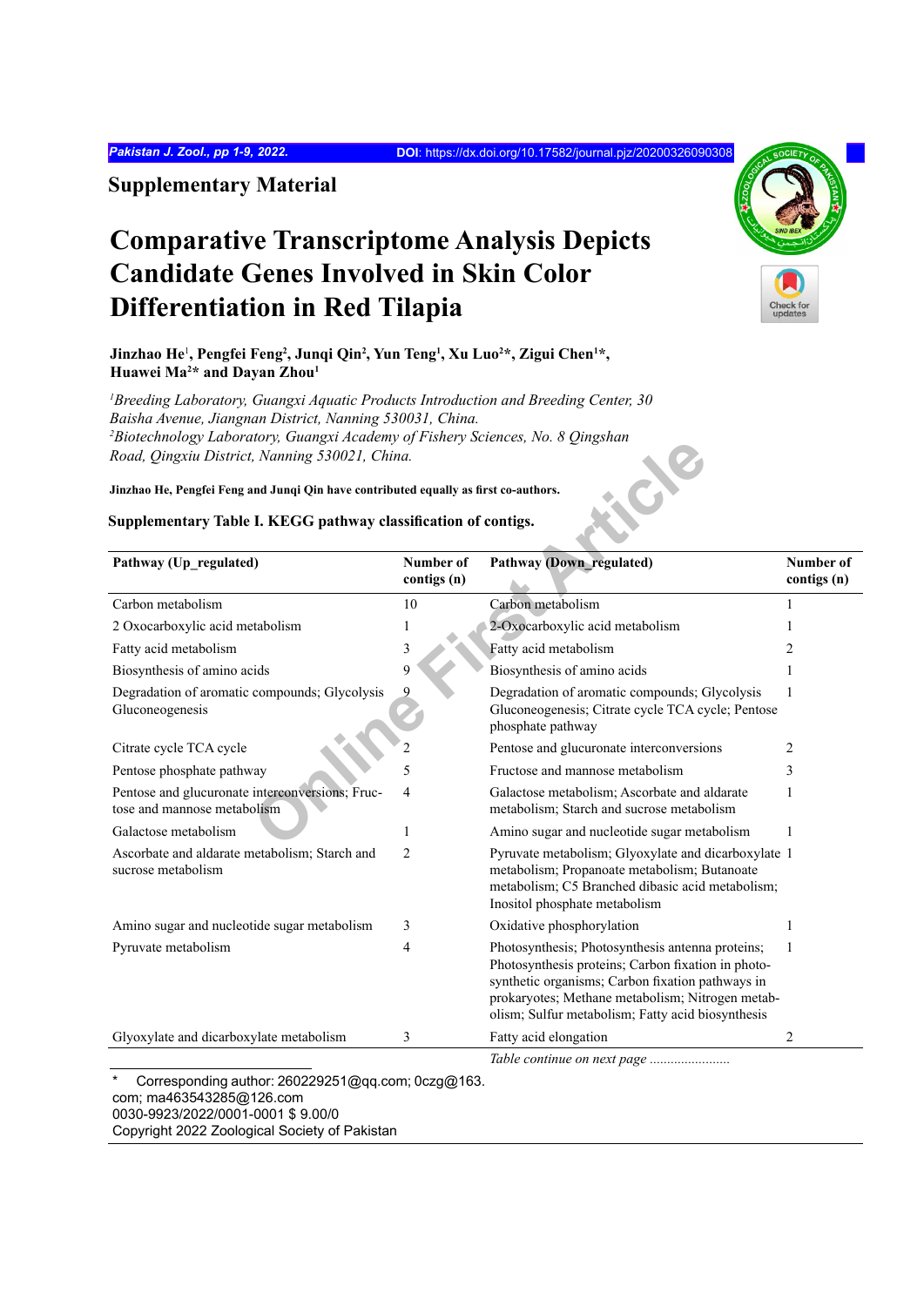## Supplementary Material

# Comparative Transcriptome Analysis Depicts Candidate Genes Involved in Skin Color Differentiation in Red Tilapia

**Jinzhao He[1], Pengfei Feng[2], Junqi Qin[2], Yun Teng[1], Xu Luo[2]*, Zigui Chen[1]*, Huawei Ma[2]* and Dayan Zhou[1]**

*[1]Breeding Laboratory, Guangxi Aquatic Products Introduction and Breeding Center, 30 Baisha Avenue, Jiangnan District, Nanning 530031, China.*
*[2]Biotechnology Laboratory, Guangxi Academy of Fishery Sciences, No. 8 Qingshan Road, Qingxiu District, Nanning 530021, China.*

**Jinzhao He, Pengfei Feng and Junqi Qin have contributed equally as first co-authors.**

**Supplementary Table I. KEGG pathway classification of contigs.**

| Pathway (Up_regulated) | Number of contigs (n) | Pathway (Down_regulated) | Number of contigs (n) |
|---|---|---|---|
| Carbon metabolism | 10 | Carbon metabolism | 1 |
| 2 Oxocarboxylic acid metabolism | 1 | 2-Oxocarboxylic acid metabolism | 1 |
| Fatty acid metabolism | 3 | Fatty acid metabolism | 2 |
| Biosynthesis of amino acids | 9 | Biosynthesis of amino acids | 1 |
| Degradation of aromatic compounds; Glycolysis Gluconeogenesis | 9 | Degradation of aromatic compounds; Glycolysis Gluconeogenesis; Citrate cycle TCA cycle; Pentose phosphate pathway | 1 |
| Citrate cycle TCA cycle | 2 | Pentose and glucuronate interconversions | 2 |
| Pentose phosphate pathway | 5 | Fructose and mannose metabolism | 3 |
| Pentose and glucuronate interconversions; Fructose and mannose metabolism | 4 | Galactose metabolism; Ascorbate and aldarate metabolism; Starch and sucrose metabolism | 1 |
| Galactose metabolism | 1 | Amino sugar and nucleotide sugar metabolism | 1 |
| Ascorbate and aldarate metabolism; Starch and sucrose metabolism | 2 | Pyruvate metabolism; Glyoxylate and dicarboxylate metabolism; Propanoate metabolism; Butanoate metabolism; C5 Branched dibasic acid metabolism; Inositol phosphate metabolism | 1 |
| Amino sugar and nucleotide sugar metabolism | 3 | Oxidative phosphorylation | 1 |
| Pyruvate metabolism | 4 | Photosynthesis; Photosynthesis antenna proteins; Photosynthesis proteins; Carbon fixation in photosynthetic organisms; Carbon fixation pathways in prokaryotes; Methane metabolism; Nitrogen metabolism; Sulfur metabolism; Fatty acid biosynthesis | 1 |
| Glyoxylate and dicarboxylate metabolism | 3 | Fatty acid elongation | 2 |

*Table continue on next page ......................*

\* Corresponding author: 260229251@qq.com; 0czg@163.com; ma463543285@126.com
0030-9923/2022/0001-0001 $ 9.00/0
Copyright 2022 Zoological Society of Pakistan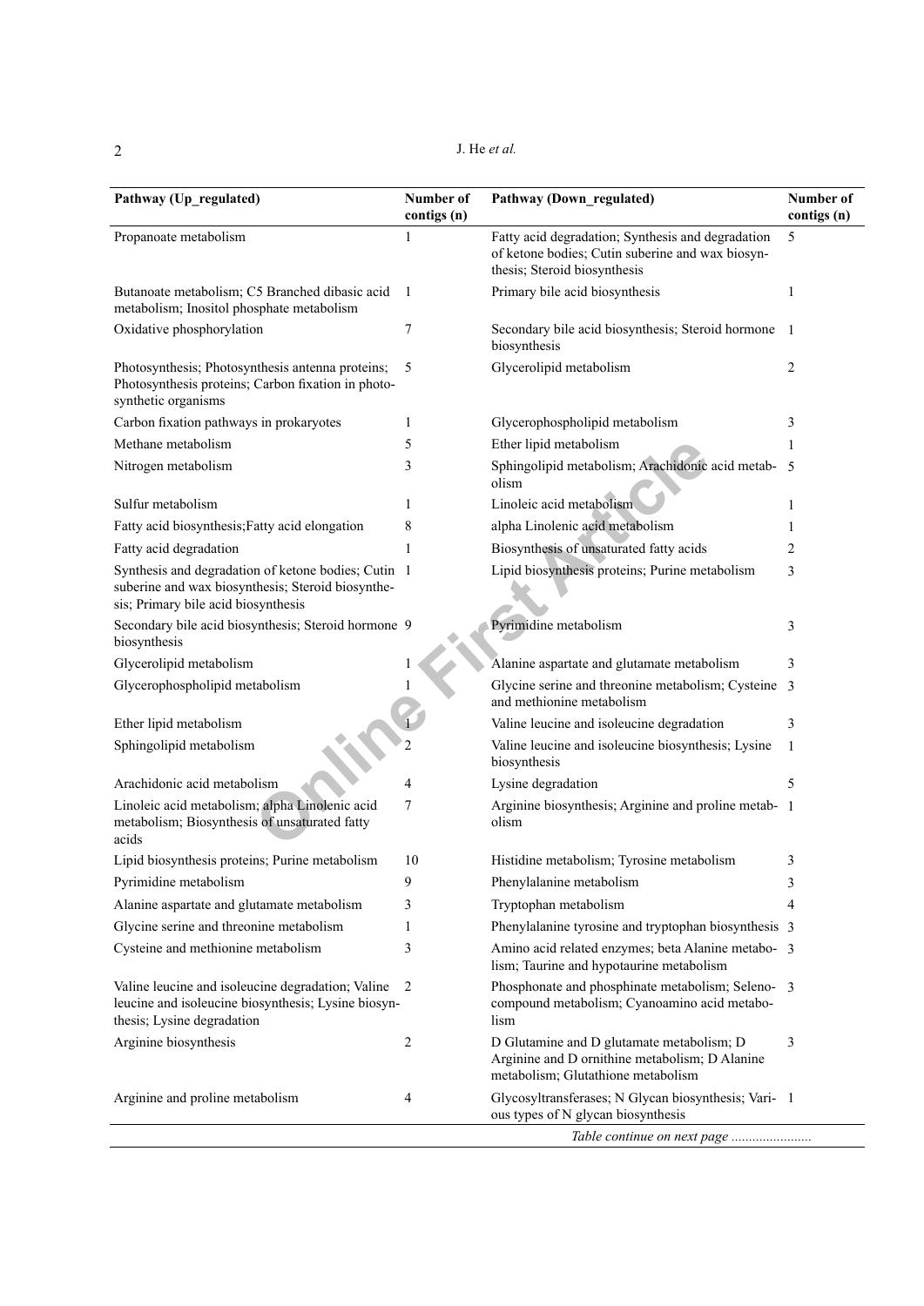| Pathway (Up_regulated) | Number of contigs (n) | Pathway (Down_regulated) | Number of contigs (n) |
|---|---|---|---|
| Propanoate metabolism | 1 | Fatty acid degradation; Synthesis and degradation of ketone bodies; Cutin suberine and wax biosynthesis; Steroid biosynthesis | 5 |
| Butanoate metabolism; C5 Branched dibasic acid metabolism; Inositol phosphate metabolism | 1 | Primary bile acid biosynthesis | 1 |
| Oxidative phosphorylation | 7 | Secondary bile acid biosynthesis; Steroid hormone biosynthesis | 1 |
| Photosynthesis; Photosynthesis antenna proteins; Photosynthesis proteins; Carbon fixation in photosynthetic organisms | 5 | Glycerolipid metabolism | 2 |
| Carbon fixation pathways in prokaryotes | 1 | Glycerophospholipid metabolism | 3 |
| Methane metabolism | 5 | Ether lipid metabolism | 1 |
| Nitrogen metabolism | 3 | Sphingolipid metabolism; Arachidonic acid metabolism | 5 |
| Sulfur metabolism | 1 | Linoleic acid metabolism | 1 |
| Fatty acid biosynthesis;Fatty acid elongation | 8 | alpha Linolenic acid metabolism | 1 |
| Fatty acid degradation | 1 | Biosynthesis of unsaturated fatty acids | 2 |
| Synthesis and degradation of ketone bodies; Cutin suberine and wax biosynthesis; Steroid biosynthesis; Primary bile acid biosynthesis | 1 | Lipid biosynthesis proteins; Purine metabolism | 3 |
| Secondary bile acid biosynthesis; Steroid hormone biosynthesis | 9 | Pyrimidine metabolism | 3 |
| Glycerolipid metabolism | 1 | Alanine aspartate and glutamate metabolism | 3 |
| Glycerophospholipid metabolism | 1 | Glycine serine and threonine metabolism; Cysteine and methionine metabolism | 3 |
| Ether lipid metabolism | 1 | Valine leucine and isoleucine degradation | 3 |
| Sphingolipid metabolism | 2 | Valine leucine and isoleucine biosynthesis; Lysine biosynthesis | 1 |
| Arachidonic acid metabolism | 4 | Lysine degradation | 5 |
| Linoleic acid metabolism; alpha Linolenic acid metabolism; Biosynthesis of unsaturated fatty acids | 7 | Arginine biosynthesis; Arginine and proline metabolism | 1 |
| Lipid biosynthesis proteins; Purine metabolism | 10 | Histidine metabolism; Tyrosine metabolism | 3 |
| Pyrimidine metabolism | 9 | Phenylalanine metabolism | 3 |
| Alanine aspartate and glutamate metabolism | 3 | Tryptophan metabolism | 4 |
| Glycine serine and threonine metabolism | 1 | Phenylalanine tyrosine and tryptophan biosynthesis | 3 |
| Cysteine and methionine metabolism | 3 | Amino acid related enzymes; beta Alanine metabolism; Taurine and hypotaurine metabolism | 3 |
| Valine leucine and isoleucine degradation; Valine leucine and isoleucine biosynthesis; Lysine biosynthesis; Lysine degradation | 2 | Phosphonate and phosphinate metabolism; Selenocompound metabolism; Cyanoamino acid metabolism | 3 |
| Arginine biosynthesis | 2 | D Glutamine and D glutamate metabolism; D Arginine and D ornithine metabolism; D Alanine metabolism; Glutathione metabolism | 3 |
| Arginine and proline metabolism | 4 | Glycosyltransferases; N Glycan biosynthesis; Various types of N glycan biosynthesis | 1 |

*Table continue on next page .......................*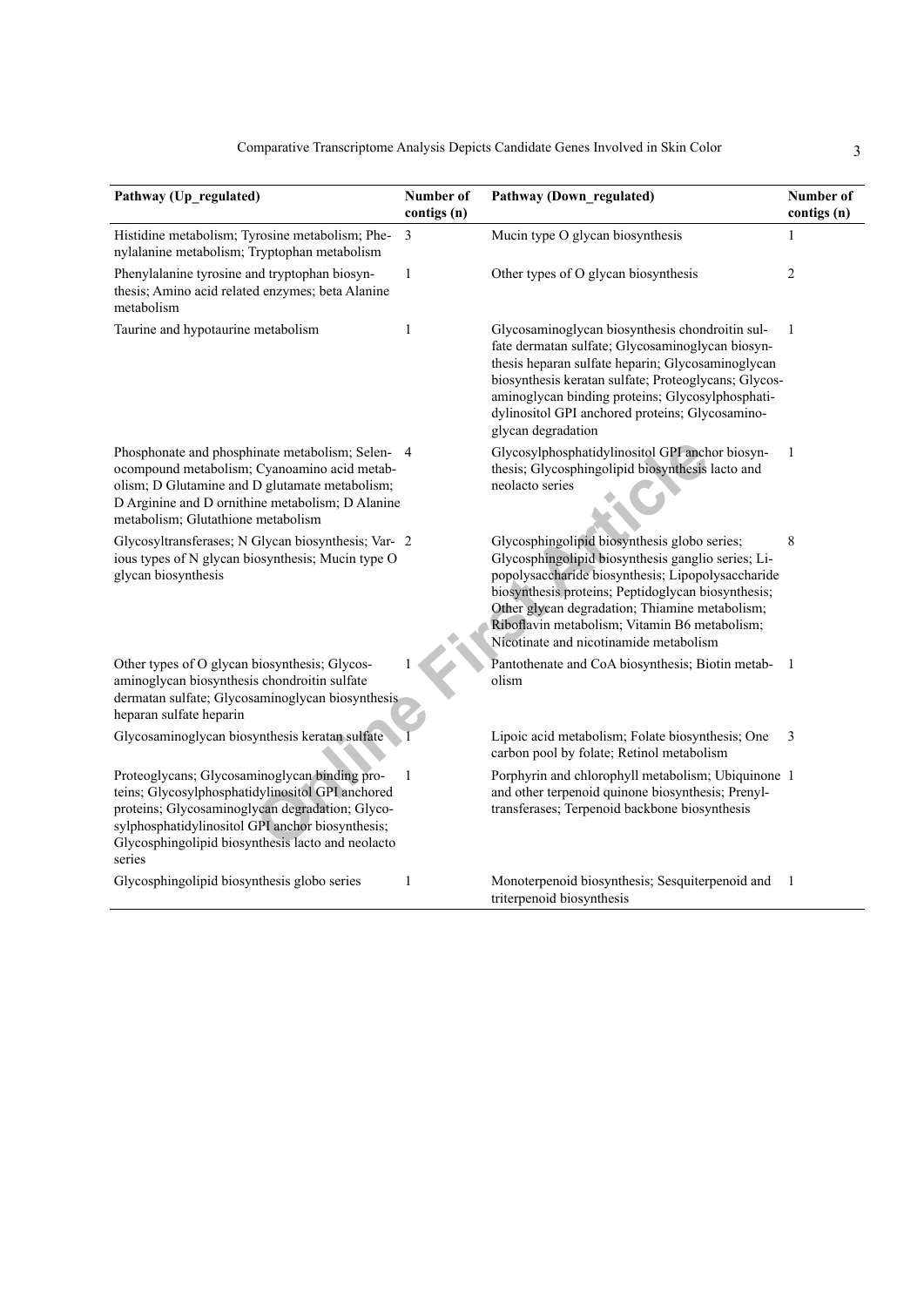| Pathway (Up_regulated) | Number of contigs (n) | Pathway (Down_regulated) | Number of contigs (n) |
|---|---|---|---|
| Histidine metabolism; Tyrosine metabolism; Phenylalanine metabolism; Tryptophan metabolism | 3 | Mucin type O glycan biosynthesis | 1 |
| Phenylalanine tyrosine and tryptophan biosynthesis; Amino acid related enzymes; beta Alanine metabolism | 1 | Other types of O glycan biosynthesis | 2 |
| Taurine and hypotaurine metabolism | 1 | Glycosaminoglycan biosynthesis chondroitin sulfate dermatan sulfate; Glycosaminoglycan biosynthesis heparan sulfate heparin; Glycosaminoglycan biosynthesis keratan sulfate; Proteoglycans; Glycosaminoglycan binding proteins; Glycosylphosphatidylinositol GPI anchored proteins; Glycosaminoglycan degradation | 1 |
| Phosphonate and phosphinate metabolism; Selenocompound metabolism; Cyanoamino acid metabolism; D Glutamine and D glutamate metabolism; D Arginine and D ornithine metabolism; D Alanine metabolism; Glutathione metabolism | 4 | Glycosylphosphatidylinositol GPI anchor biosynthesis; Glycosphingolipid biosynthesis lacto and neolacto series | 1 |
| Glycosyltransferases; N Glycan biosynthesis; Various types of N glycan biosynthesis; Mucin type O glycan biosynthesis | 2 | Glycosphingolipid biosynthesis globo series; Glycosphingolipid biosynthesis ganglio series; Lipopolysaccharide biosynthesis; Lipopolysaccharide biosynthesis proteins; Peptidoglycan biosynthesis; Other glycan degradation; Thiamine metabolism; Riboflavin metabolism; Vitamin B6 metabolism; Nicotinate and nicotinamide metabolism | 8 |
| Other types of O glycan biosynthesis; Glycosaminoglycan biosynthesis chondroitin sulfate dermatan sulfate; Glycosaminoglycan biosynthesis heparan sulfate heparin | 1 | Pantothenate and CoA biosynthesis; Biotin metabolism | 1 |
| Glycosaminoglycan biosynthesis keratan sulfate | 1 | Lipoic acid metabolism; Folate biosynthesis; One carbon pool by folate; Retinol metabolism | 3 |
| Proteoglycans; Glycosaminoglycan binding proteins; Glycosylphosphatidylinositol GPI anchored proteins; Glycosaminoglycan degradation; Glycosylphosphatidylinositol GPI anchor biosynthesis; Glycosphingolipid biosynthesis lacto and neolacto series | 1 | Porphyrin and chlorophyll metabolism; Ubiquinone and other terpenoid quinone biosynthesis; Prenyltransferases; Terpenoid backbone biosynthesis | 1 |
| Glycosphingolipid biosynthesis globo series | 1 | Monoterpenoid biosynthesis; Sesquiterpenoid and triterpenoid biosynthesis | 1 |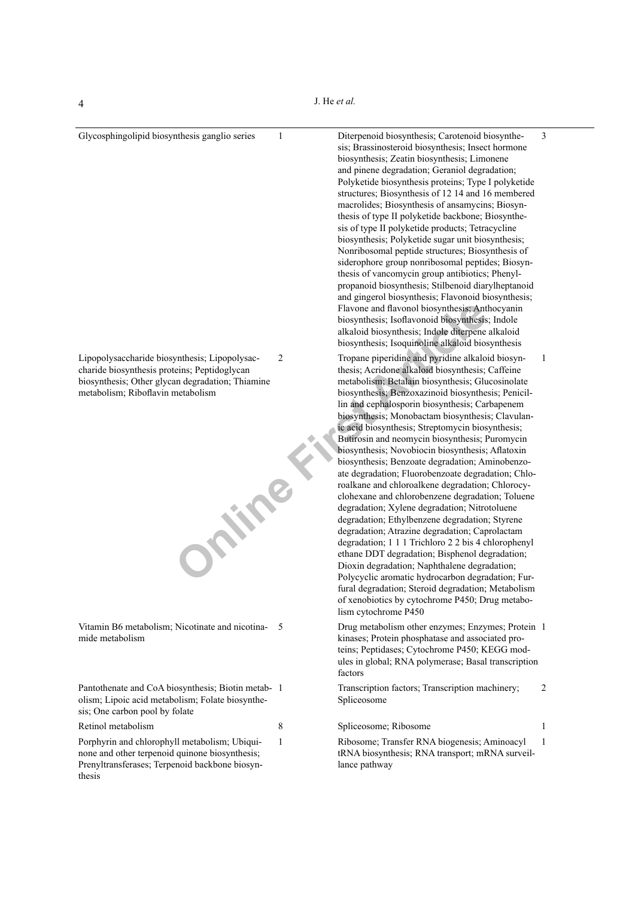| | | | |
|---|---|---|---|
| Glycosphingolipid biosynthesis ganglio series | 1 | Diterpenoid biosynthesis; Carotenoid biosynthesis; Brassinosteroid biosynthesis; Insect hormone biosynthesis; Zeatin biosynthesis; Limonene and pinene degradation; Geraniol degradation; Polyketide biosynthesis proteins; Type I polyketide structures; Biosynthesis of 12 14 and 16 membered macrolides; Biosynthesis of ansamycins; Biosynthesis of type II polyketide backbone; Biosynthesis of type II polyketide products; Tetracycline biosynthesis; Polyketide sugar unit biosynthesis; Nonribosomal peptide structures; Biosynthesis of siderophore group nonribosomal peptides; Biosynthesis of vancomycin group antibiotics; Phenylpropanoid biosynthesis; Stilbenoid diarylheptanoid and gingerol biosynthesis; Flavonoid biosynthesis; Flavone and flavonol biosynthesis; Anthocyanin biosynthesis; Isoflavonoid biosynthesis; Indole alkaloid biosynthesis; Indole diterpene alkaloid biosynthesis; Isoquinoline alkaloid biosynthesis | 3 |
| Lipopolysaccharide biosynthesis; Lipopolysaccharide biosynthesis proteins; Peptidoglycan biosynthesis; Other glycan degradation; Thiamine metabolism; Riboflavin metabolism | 2 | Tropane piperidine and pyridine alkaloid biosynthesis; Acridone alkaloid biosynthesis; Caffeine metabolism; Betalain biosynthesis; Glucosinolate biosynthesis; Benzoxazinoid biosynthesis; Penicillin and cephalosporin biosynthesis; Carbapenem biosynthesis; Monobactam biosynthesis; Clavulanic acid biosynthesis; Streptomycin biosynthesis; Butirosin and neomycin biosynthesis; Puromycin biosynthesis; Novobiocin biosynthesis; Aflatoxin biosynthesis; Benzoate degradation; Aminobenzoate degradation; Fluorobenzoate degradation; Chloroalkane and chloroalkene degradation; Chlorocyclohexane and chlorobenzene degradation; Toluene degradation; Xylene degradation; Nitrotoluene degradation; Ethylbenzene degradation; Styrene degradation; Atrazine degradation; Caprolactam degradation; 1 1 1 Trichloro 2 2 bis 4 chlorophenyl ethane DDT degradation; Bisphenol degradation; Dioxin degradation; Naphthalene degradation; Polycyclic aromatic hydrocarbon degradation; Furfural degradation; Steroid degradation; Metabolism of xenobiotics by cytochrome P450; Drug metabolism cytochrome P450 | 1 |
| Vitamin B6 metabolism; Nicotinate and nicotinamide metabolism | 5 | Drug metabolism other enzymes; Enzymes; Protein kinases; Protein phosphatase and associated proteins; Peptidases; Cytochrome P450; KEGG modules in global; RNA polymerase; Basal transcription factors | 1 |
| Pantothenate and CoA biosynthesis; Biotin metabolism; Lipoic acid metabolism; Folate biosynthesis; One carbon pool by folate | 1 | Transcription factors; Transcription machinery; Spliceosome | 2 |
| Retinol metabolism | 8 | Spliceosome; Ribosome | 1 |
| Porphyrin and chlorophyll metabolism; Ubiquinone and other terpenoid quinone biosynthesis; Prenyltransferases; Terpenoid backbone biosynthesis | 1 | Ribosome; Transfer RNA biogenesis; Aminoacyl tRNA biosynthesis; RNA transport; mRNA surveillance pathway | 1 |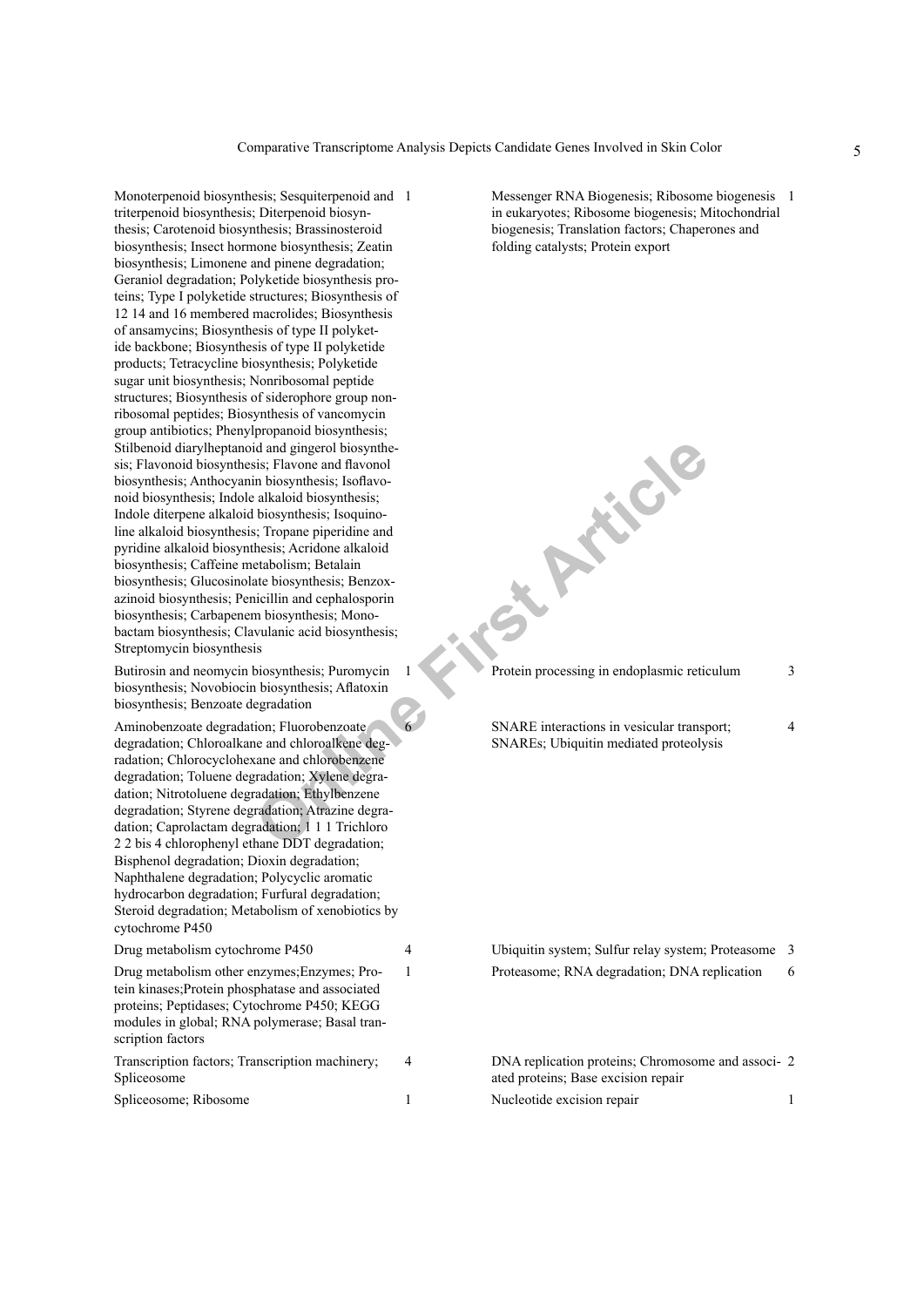| | | | |
|---|---|---|---|
| Monoterpenoid biosynthesis; Sesquiterpenoid and triterpenoid biosynthesis; Diterpenoid biosynthesis; Carotenoid biosynthesis; Brassinosteroid biosynthesis; Insect hormone biosynthesis; Zeatin biosynthesis; Limonene and pinene degradation; Geraniol degradation; Polyketide biosynthesis proteins; Type I polyketide structures; Biosynthesis of 12 14 and 16 membered macrolides; Biosynthesis of ansamycins; Biosynthesis of type II polyketide backbone; Biosynthesis of type II polyketide products; Tetracycline biosynthesis; Polyketide sugar unit biosynthesis; Nonribosomal peptide structures; Biosynthesis of siderophore group nonribosomal peptides; Biosynthesis of vancomycin group antibiotics; Phenylpropanoid biosynthesis; Stilbenoid diarylheptanoid and gingerol biosynthesis; Flavonoid biosynthesis; Flavone and flavonol biosynthesis; Anthocyanin biosynthesis; Isoflavonoid biosynthesis; Indole alkaloid biosynthesis; Indole diterpene alkaloid biosynthesis; Isoquinoline alkaloid biosynthesis; Tropane piperidine and pyridine alkaloid biosynthesis; Acridone alkaloid biosynthesis; Caffeine metabolism; Betalain biosynthesis; Glucosinolate biosynthesis; Benzoxazinoid biosynthesis; Penicillin and cephalosporin biosynthesis; Carbapenem biosynthesis; Monobactam biosynthesis; Clavulanic acid biosynthesis; Streptomycin biosynthesis | 1 | Messenger RNA Biogenesis; Ribosome biogenesis in eukaryotes; Ribosome biogenesis; Mitochondrial biogenesis; Translation factors; Chaperones and folding catalysts; Protein export | 1 |
| Butirosin and neomycin biosynthesis; Puromycin biosynthesis; Novobiocin biosynthesis; Aflatoxin biosynthesis; Benzoate degradation | 1 | Protein processing in endoplasmic reticulum | 3 |
| Aminobenzoate degradation; Fluorobenzoate degradation; Chloroalkane and chloroalkene degradation; Chlorocyclohexane and chlorobenzene degradation; Toluene degradation; Xylene degradation; Nitrotoluene degradation; Ethylbenzene degradation; Styrene degradation; Atrazine degradation; Caprolactam degradation; 1 1 1 Trichloro 2 2 bis 4 chlorophenyl ethane DDT degradation; Bisphenol degradation; Dioxin degradation; Naphthalene degradation; Polycyclic aromatic hydrocarbon degradation; Furfural degradation; Steroid degradation; Metabolism of xenobiotics by cytochrome P450 | 6 | SNARE interactions in vesicular transport; SNAREs; Ubiquitin mediated proteolysis | 4 |
| Drug metabolism cytochrome P450 | 4 | Ubiquitin system; Sulfur relay system; Proteasome | 3 |
| Drug metabolism other enzymes;Enzymes; Protein kinases;Protein phosphatase and associated proteins; Peptidases; Cytochrome P450; KEGG modules in global; RNA polymerase; Basal transcription factors | 1 | Proteasome; RNA degradation; DNA replication | 6 |
| Transcription factors; Transcription machinery; Spliceosome | 4 | DNA replication proteins; Chromosome and associated proteins; Base excision repair | 2 |
| Spliceosome; Ribosome | 1 | Nucleotide excision repair | 1 |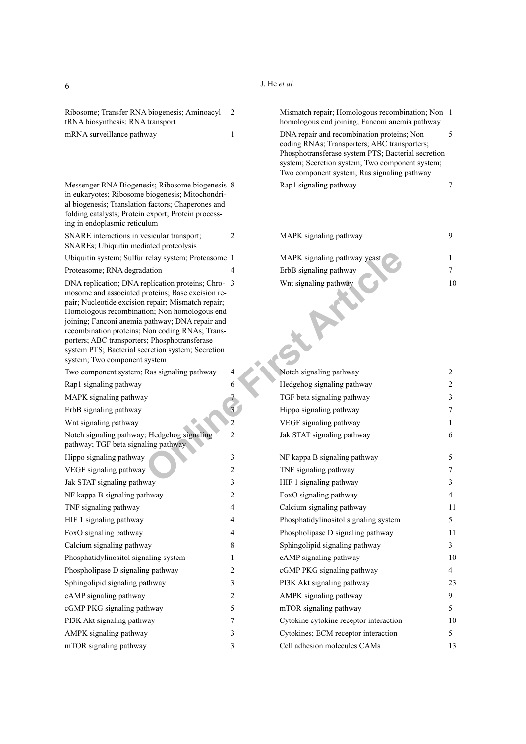| | | | |
|---|---|---|---|
| Ribosome; Transfer RNA biogenesis; Aminoacyl tRNA biosynthesis; RNA transport | 2 | Mismatch repair; Homologous recombination; Non homologous end joining; Fanconi anemia pathway | 1 |
| mRNA surveillance pathway | 1 | DNA repair and recombination proteins; Non coding RNAs; Transporters; ABC transporters; Phosphotransferase system PTS; Bacterial secretion system; Secretion system; Two component system; Two component system; Ras signaling pathway | 5 |
| Messenger RNA Biogenesis; Ribosome biogenesis in eukaryotes; Ribosome biogenesis; Mitochondrial biogenesis; Translation factors; Chaperones and folding catalysts; Protein export; Protein processing in endoplasmic reticulum | 8 | Rap1 signaling pathway | 7 |
| SNARE interactions in vesicular transport; SNAREs; Ubiquitin mediated proteolysis | 2 | MAPK signaling pathway | 9 |
| Ubiquitin system; Sulfur relay system; Proteasome | 1 | MAPK signaling pathway yeast | 1 |
| Proteasome; RNA degradation | 4 | ErbB signaling pathway | 7 |
| DNA replication; DNA replication proteins; Chromosome and associated proteins; Base excision repair; Nucleotide excision repair; Mismatch repair; Homologous recombination; Non homologous end joining; Fanconi anemia pathway; DNA repair and recombination proteins; Non coding RNAs; Transporters; ABC transporters; Phosphotransferase system PTS; Bacterial secretion system; Secretion system; Two component system | 3 | Wnt signaling pathway | 10 |
| Two component system; Ras signaling pathway | 4 | Notch signaling pathway | 2 |
| Rap1 signaling pathway | 6 | Hedgehog signaling pathway | 2 |
| MAPK signaling pathway | 7 | TGF beta signaling pathway | 3 |
| ErbB signaling pathway | 3 | Hippo signaling pathway | 7 |
| Wnt signaling pathway | 2 | VEGF signaling pathway | 1 |
| Notch signaling pathway; Hedgehog signaling pathway; TGF beta signaling pathway | 2 | Jak STAT signaling pathway | 6 |
| Hippo signaling pathway | 3 | NF kappa B signaling pathway | 5 |
| VEGF signaling pathway | 2 | TNF signaling pathway | 7 |
| Jak STAT signaling pathway | 3 | HIF 1 signaling pathway | 3 |
| NF kappa B signaling pathway | 2 | FoxO signaling pathway | 4 |
| TNF signaling pathway | 4 | Calcium signaling pathway | 11 |
| HIF 1 signaling pathway | 4 | Phosphatidylinositol signaling system | 5 |
| FoxO signaling pathway | 4 | Phospholipase D signaling pathway | 11 |
| Calcium signaling pathway | 8 | Sphingolipid signaling pathway | 3 |
| Phosphatidylinositol signaling system | 1 | cAMP signaling pathway | 10 |
| Phospholipase D signaling pathway | 2 | cGMP PKG signaling pathway | 4 |
| Sphingolipid signaling pathway | 3 | PI3K Akt signaling pathway | 23 |
| cAMP signaling pathway | 2 | AMPK signaling pathway | 9 |
| cGMP PKG signaling pathway | 5 | mTOR signaling pathway | 5 |
| PI3K Akt signaling pathway | 7 | Cytokine cytokine receptor interaction | 10 |
| AMPK signaling pathway | 3 | Cytokines; ECM receptor interaction | 5 |
| mTOR signaling pathway | 3 | Cell adhesion molecules CAMs | 13 |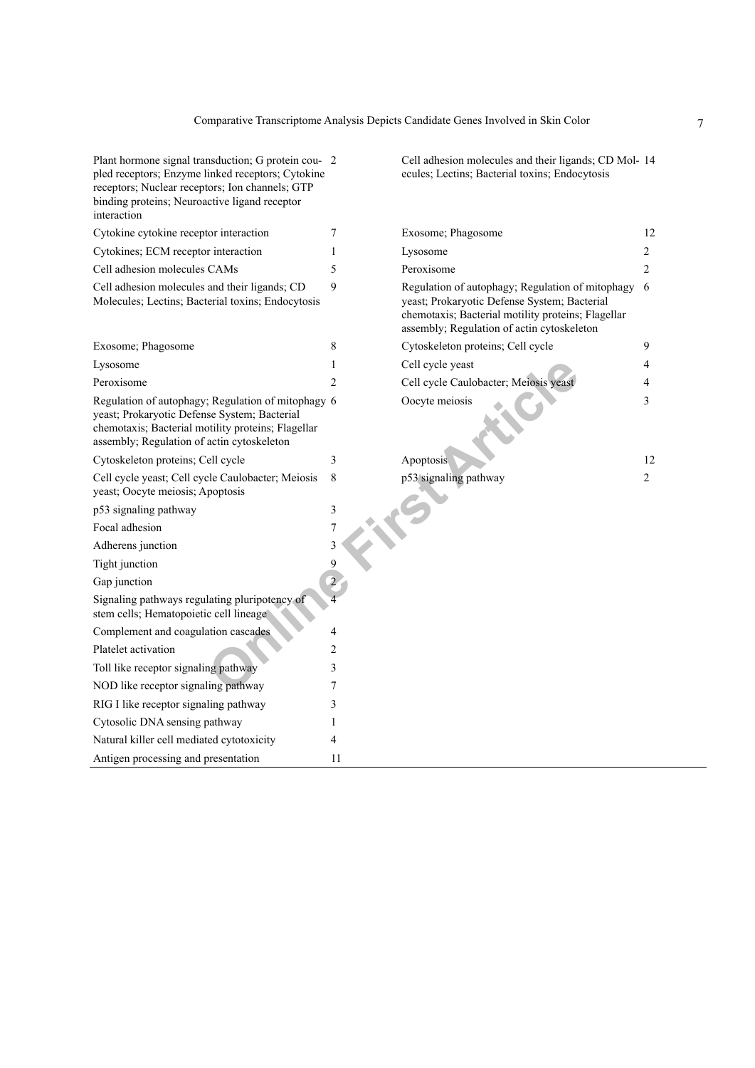| | | | |
|---|---|---|---|
| Plant hormone signal transduction; G protein coupled receptors; Enzyme linked receptors; Cytokine receptors; Nuclear receptors; Ion channels; GTP binding proteins; Neuroactive ligand receptor interaction | 2 | Cell adhesion molecules and their ligands; CD Molecules; Lectins; Bacterial toxins; Endocytosis | 14 |
| Cytokine cytokine receptor interaction | 7 | Exosome; Phagosome | 12 |
| Cytokines; ECM receptor interaction | 1 | Lysosome | 2 |
| Cell adhesion molecules CAMs | 5 | Peroxisome | 2 |
| Cell adhesion molecules and their ligands; CD Molecules; Lectins; Bacterial toxins; Endocytosis | 9 | Regulation of autophagy; Regulation of mitophagy yeast; Prokaryotic Defense System; Bacterial chemotaxis; Bacterial motility proteins; Flagellar assembly; Regulation of actin cytoskeleton | 6 |
| Exosome; Phagosome | 8 | Cytoskeleton proteins; Cell cycle | 9 |
| Lysosome | 1 | Cell cycle yeast | 4 |
| Peroxisome | 2 | Cell cycle Caulobacter; Meiosis yeast | 4 |
| Regulation of autophagy; Regulation of mitophagy yeast; Prokaryotic Defense System; Bacterial chemotaxis; Bacterial motility proteins; Flagellar assembly; Regulation of actin cytoskeleton | 6 | Oocyte meiosis | 3 |
| Cytoskeleton proteins; Cell cycle | 3 | Apoptosis | 12 |
| Cell cycle yeast; Cell cycle Caulobacter; Meiosis yeast; Oocyte meiosis; Apoptosis | 8 | p53 signaling pathway | 2 |
| p53 signaling pathway | 3 | | |
| Focal adhesion | 7 | | |
| Adherens junction | 3 | | |
| Tight junction | 9 | | |
| Gap junction | 2 | | |
| Signaling pathways regulating pluripotency of stem cells; Hematopoietic cell lineage | 4 | | |
| Complement and coagulation cascades | 4 | | |
| Platelet activation | 2 | | |
| Toll like receptor signaling pathway | 3 | | |
| NOD like receptor signaling pathway | 7 | | |
| RIG I like receptor signaling pathway | 3 | | |
| Cytosolic DNA sensing pathway | 1 | | |
| Natural killer cell mediated cytotoxicity | 4 | | |
| Antigen processing and presentation | 11 | | |